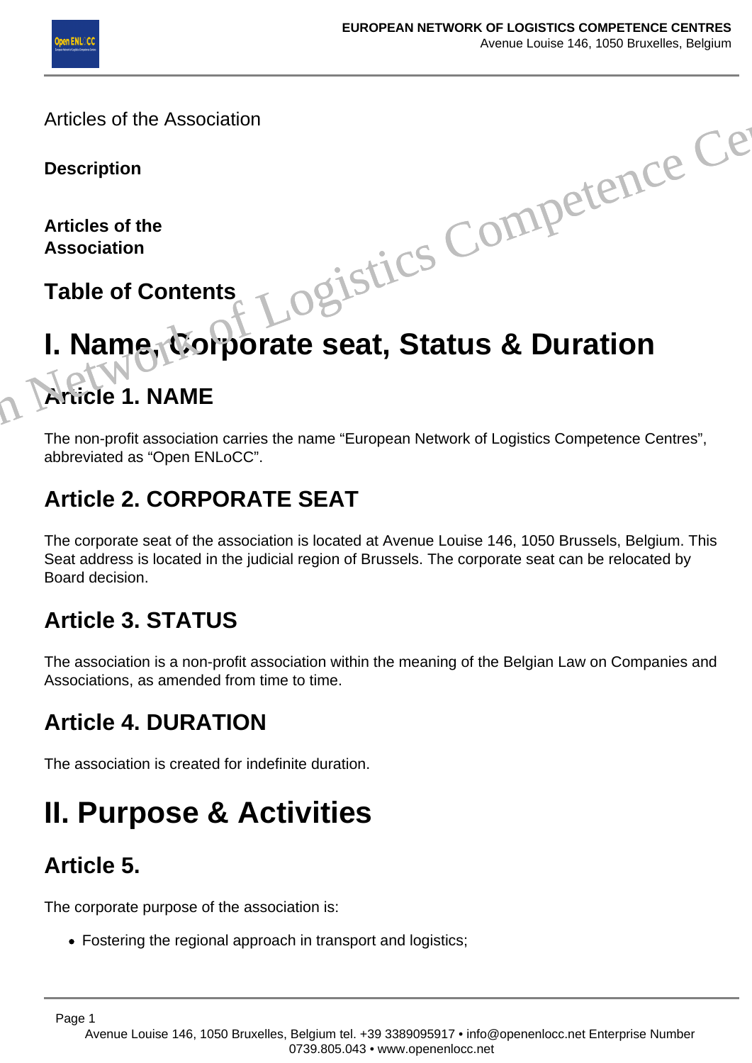Articles of the Association

**Description**

**Articles of the Association**

## Table of Contents

# I. Name, Corporate seat, Status & Duration

## Article 1. NAME

The non-profit association carries the name “European Network of Logistics Competence Centres”, abbreviated as “Open ENLoCC”.

## Article 2. CORPORATE SEAT

The corporate seat of the association is located at Avenue Louise 146, 1050 Brussels, Belgium. This Seat address is located in the judicial region of Brussels. The corporate seat can be relocated by Board decision.

## Article 3. STATUS

The association is a non-profit association within the meaning of the Belgian Law on Companies and Associations, as amended from time to time.

## Article 4. DURATION

The association is created for indefinite duration.

# II. Purpose & Activities

## Article 5.

The corporate purpose of the association is:

- Fostering the regional approach in transport and logistics;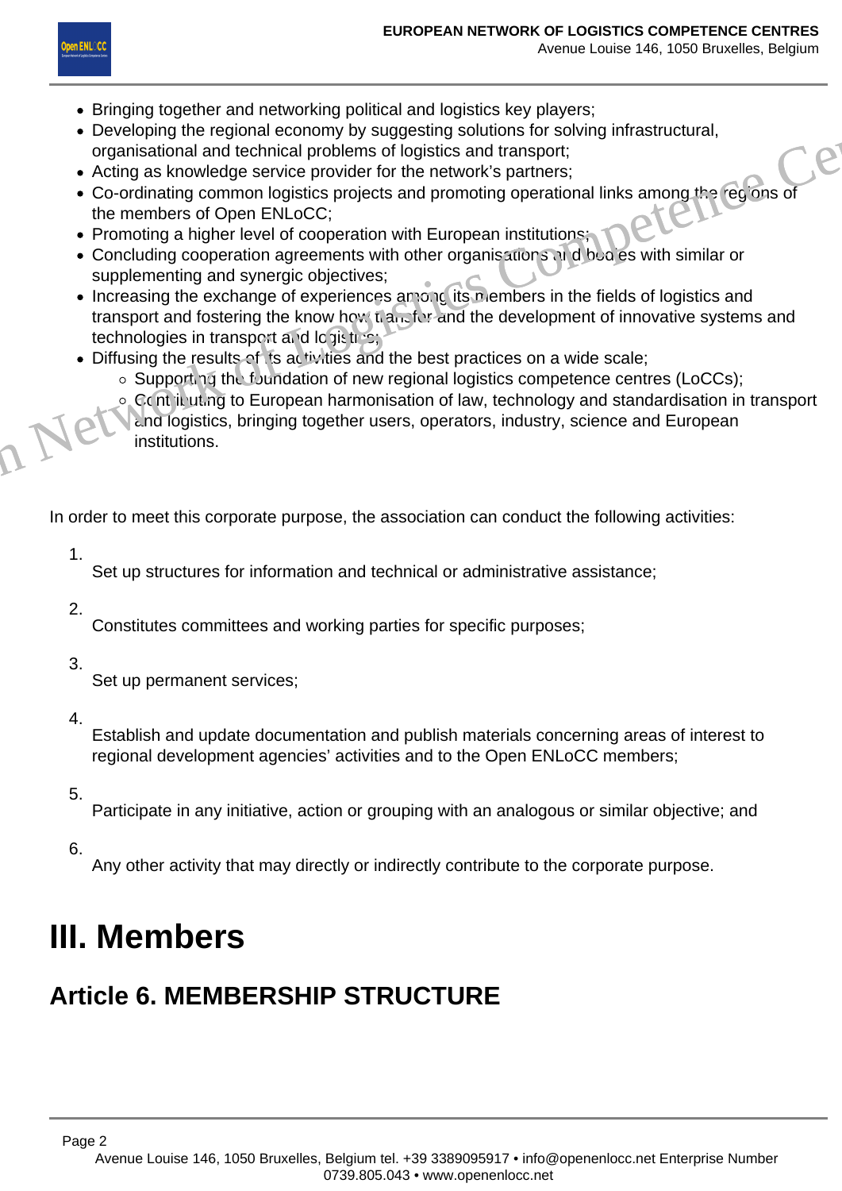- Bringing together and networking political and logistics key players;
- Developing the regional economy by suggesting solutions for solving infrastructural, organisational and technical problems of logistics and transport;
- Acting as knowledge service provider for the network's partners;
- Co-ordinating common logistics projects and promoting operational links among the regions of the members of Open ENLoCC;
- Promoting a higher level of cooperation with European institutions;
- Concluding cooperation agreements with other organisations and bodies with similar or supplementing and synergic objectives;
- Increasing the exchange of experiences among its members in the fields of logistics and transport and fostering the know how transfer and the development of innovative systems and technologies in transport and logistics;
- Diffusing the results of its activities and the best practices on a wide scale;
  - Supporting the foundation of new regional logistics competence centres (LoCCs);
  - Contributing to European harmonisation of law, technology and standardisation in transport and logistics, bringing together users, operators, industry, science and European institutions.

In order to meet this corporate purpose, the association can conduct the following activities:

1. Set up structures for information and technical or administrative assistance;
2. Constitutes committees and working parties for specific purposes;
3. Set up permanent services;
4. Establish and update documentation and publish materials concerning areas of interest to regional development agencies' activities and to the Open ENLoCC members;
5. Participate in any initiative, action or grouping with an analogous or similar objective; and
6. Any other activity that may directly or indirectly contribute to the corporate purpose.

# III. Members

## Article 6. MEMBERSHIP STRUCTURE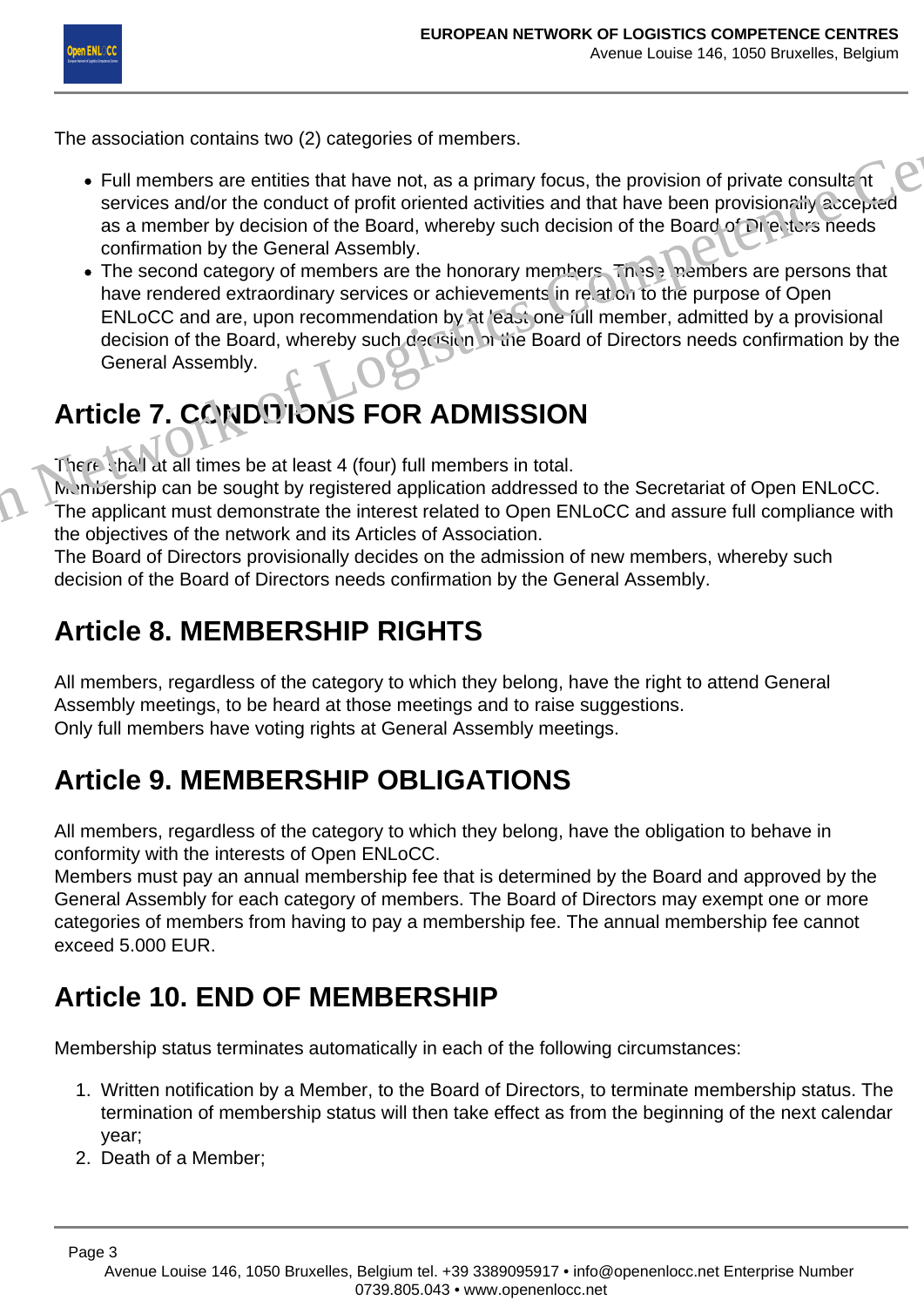The association contains two (2) categories of members.

- Full members are entities that have not, as a primary focus, the provision of private consultant services and/or the conduct of profit oriented activities and that have been provisionally accepted as a member by decision of the Board, whereby such decision of the Board of Directors needs confirmation by the General Assembly.
- The second category of members are the honorary members. These members are persons that have rendered extraordinary services or achievements in relation to the purpose of Open ENLoCC and are, upon recommendation by at least one full member, admitted by a provisional decision of the Board, whereby such decision of the Board of Directors needs confirmation by the General Assembly.

## Article 7. CONDITIONS FOR ADMISSION

There shall at all times be at least 4 (four) full members in total.
Membership can be sought by registered application addressed to the Secretariat of Open ENLoCC.
The applicant must demonstrate the interest related to Open ENLoCC and assure full compliance with the objectives of the network and its Articles of Association.
The Board of Directors provisionally decides on the admission of new members, whereby such decision of the Board of Directors needs confirmation by the General Assembly.

## Article 8. MEMBERSHIP RIGHTS

All members, regardless of the category to which they belong, have the right to attend General Assembly meetings, to be heard at those meetings and to raise suggestions.
Only full members have voting rights at General Assembly meetings.

## Article 9. MEMBERSHIP OBLIGATIONS

All members, regardless of the category to which they belong, have the obligation to behave in conformity with the interests of Open ENLoCC.
Members must pay an annual membership fee that is determined by the Board and approved by the General Assembly for each category of members. The Board of Directors may exempt one or more categories of members from having to pay a membership fee. The annual membership fee cannot exceed 5.000 EUR.

## Article 10. END OF MEMBERSHIP

Membership status terminates automatically in each of the following circumstances:

1. Written notification by a Member, to the Board of Directors, to terminate membership status. The termination of membership status will then take effect as from the beginning of the next calendar year;
2. Death of a Member;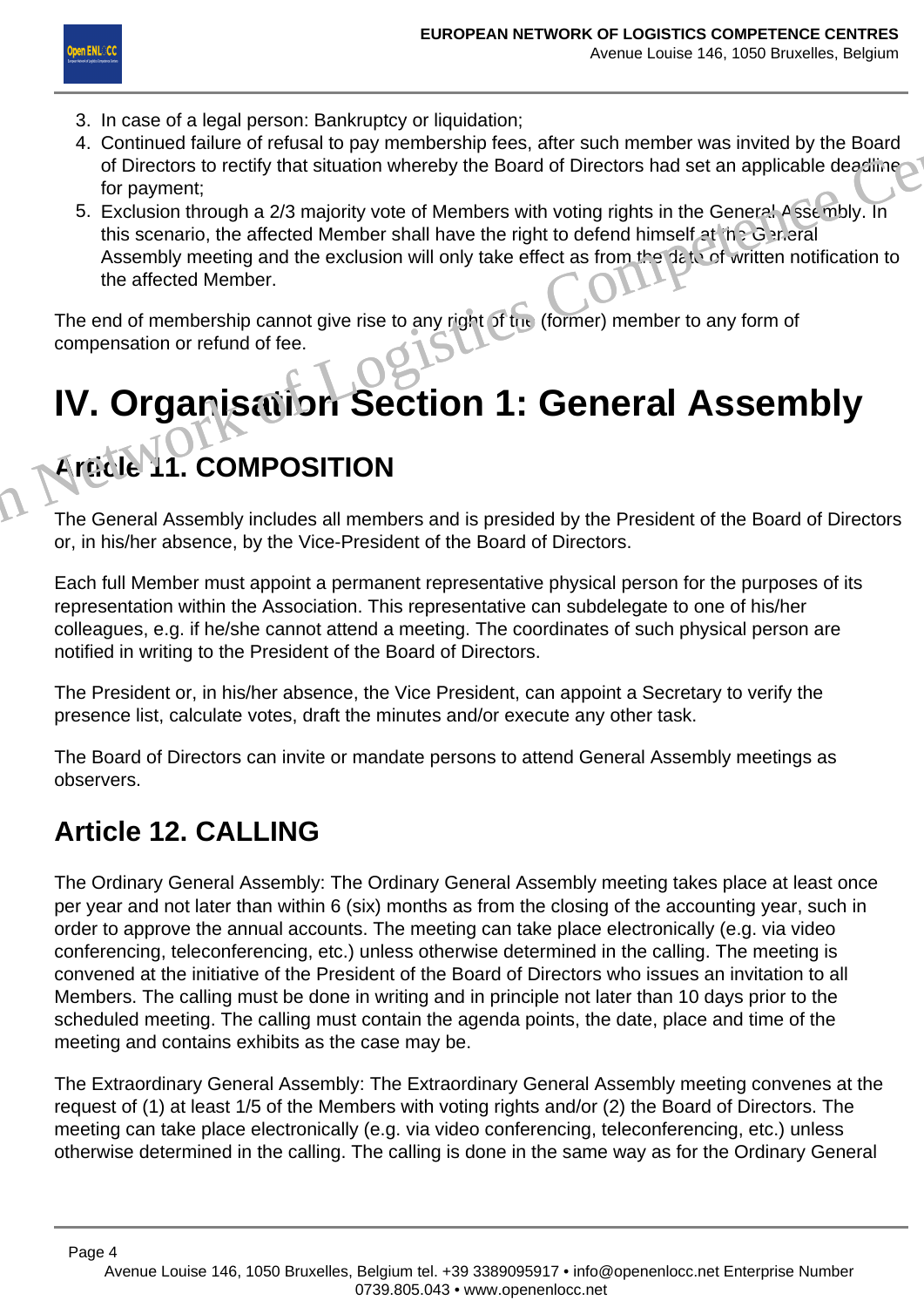3. In case of a legal person: Bankruptcy or liquidation;
4. Continued failure of refusal to pay membership fees, after such member was invited by the Board of Directors to rectify that situation whereby the Board of Directors had set an applicable deadline for payment;
5. Exclusion through a 2/3 majority vote of Members with voting rights in the General Assembly. In this scenario, the affected Member shall have the right to defend himself at the General Assembly meeting and the exclusion will only take effect as from the date of written notification to the affected Member.

The end of membership cannot give rise to any right of the (former) member to any form of compensation or refund of fee.

# IV. Organisation Section 1: General Assembly

## Article 11. COMPOSITION

The General Assembly includes all members and is presided by the President of the Board of Directors or, in his/her absence, by the Vice-President of the Board of Directors.

Each full Member must appoint a permanent representative physical person for the purposes of its representation within the Association. This representative can subdelegate to one of his/her colleagues, e.g. if he/she cannot attend a meeting. The coordinates of such physical person are notified in writing to the President of the Board of Directors.

The President or, in his/her absence, the Vice President, can appoint a Secretary to verify the presence list, calculate votes, draft the minutes and/or execute any other task.

The Board of Directors can invite or mandate persons to attend General Assembly meetings as observers.

## Article 12. CALLING

The Ordinary General Assembly: The Ordinary General Assembly meeting takes place at least once per year and not later than within 6 (six) months as from the closing of the accounting year, such in order to approve the annual accounts. The meeting can take place electronically (e.g. via video conferencing, teleconferencing, etc.) unless otherwise determined in the calling. The meeting is convened at the initiative of the President of the Board of Directors who issues an invitation to all Members. The calling must be done in writing and in principle not later than 10 days prior to the scheduled meeting. The calling must contain the agenda points, the date, place and time of the meeting and contains exhibits as the case may be.

The Extraordinary General Assembly: The Extraordinary General Assembly meeting convenes at the request of (1) at least 1/5 of the Members with voting rights and/or (2) the Board of Directors. The meeting can take place electronically (e.g. via video conferencing, teleconferencing, etc.) unless otherwise determined in the calling. The calling is done in the same way as for the Ordinary General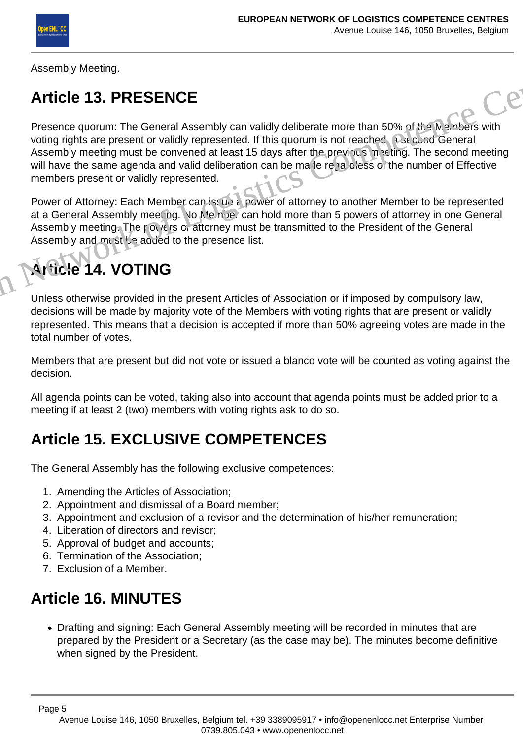Assembly Meeting.

## Article 13. PRESENCE

Presence quorum: The General Assembly can validly deliberate more than 50% of the Members with voting rights are present or validly represented. If this quorum is not reached, a second General Assembly meeting must be convened at least 15 days after the previous meeting. The second meeting will have the same agenda and valid deliberation can be made regardless of the number of Effective members present or validly represented.

Power of Attorney: Each Member can issue a power of attorney to another Member to be represented at a General Assembly meeting. No Member can hold more than 5 powers of attorney in one General Assembly meeting. The powers of attorney must be transmitted to the President of the General Assembly and must be added to the presence list.

## Article 14. VOTING

Unless otherwise provided in the present Articles of Association or if imposed by compulsory law, decisions will be made by majority vote of the Members with voting rights that are present or validly represented. This means that a decision is accepted if more than 50% agreeing votes are made in the total number of votes.

Members that are present but did not vote or issued a blanco vote will be counted as voting against the decision.

All agenda points can be voted, taking also into account that agenda points must be added prior to a meeting if at least 2 (two) members with voting rights ask to do so.

## Article 15. EXCLUSIVE COMPETENCES

The General Assembly has the following exclusive competences:

1. Amending the Articles of Association;
2. Appointment and dismissal of a Board member;
3. Appointment and exclusion of a revisor and the determination of his/her remuneration;
4. Liberation of directors and revisor;
5. Approval of budget and accounts;
6. Termination of the Association;
7. Exclusion of a Member.

## Article 16. MINUTES

- Drafting and signing: Each General Assembly meeting will be recorded in minutes that are prepared by the President or a Secretary (as the case may be). The minutes become definitive when signed by the President.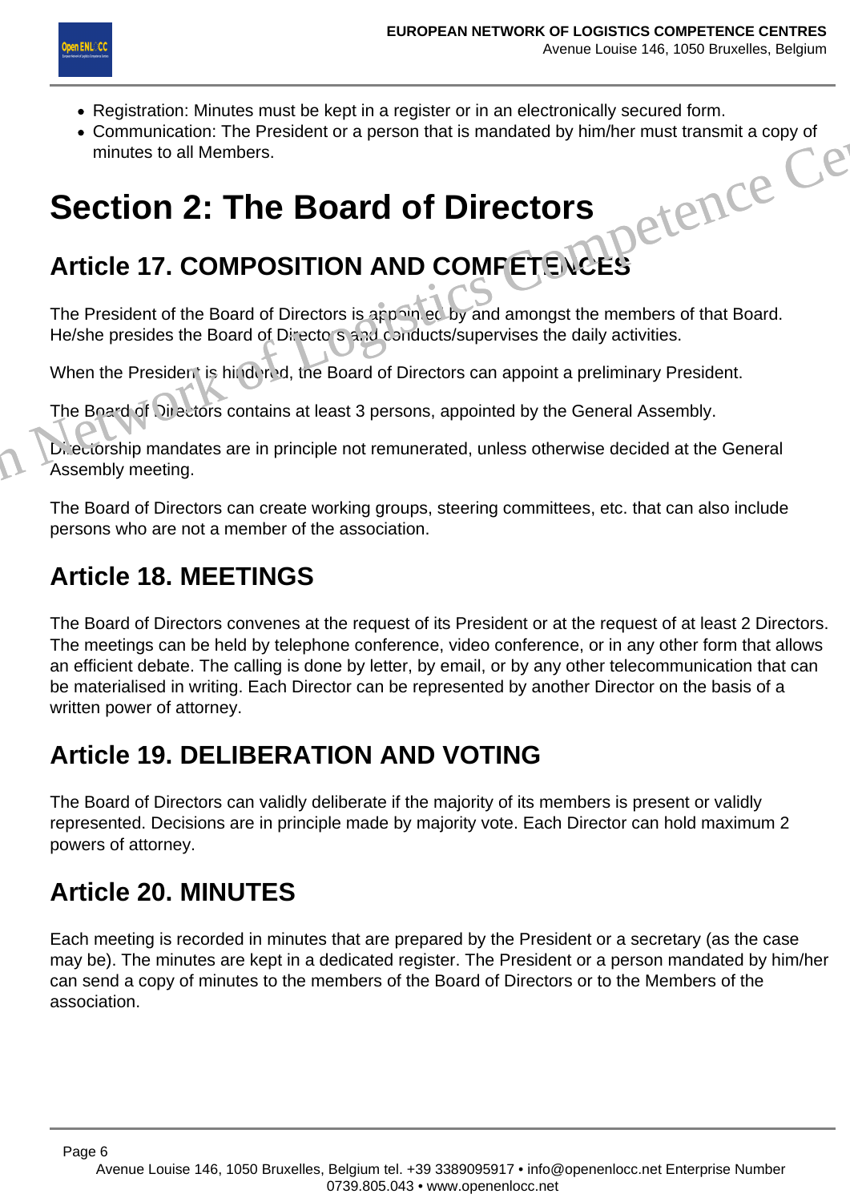- Registration: Minutes must be kept in a register or in an electronically secured form.
- Communication: The President or a person that is mandated by him/her must transmit a copy of minutes to all Members.

# Section 2: The Board of Directors

## Article 17. COMPOSITION AND COMPETENCES

The President of the Board of Directors is appointed by and amongst the members of that Board. He/she presides the Board of Directors and conducts/supervises the daily activities.

When the President is hindered, the Board of Directors can appoint a preliminary President.

The Board of Directors contains at least 3 persons, appointed by the General Assembly.

Directorship mandates are in principle not remunerated, unless otherwise decided at the General Assembly meeting.

The Board of Directors can create working groups, steering committees, etc. that can also include persons who are not a member of the association.

## Article 18. MEETINGS

The Board of Directors convenes at the request of its President or at the request of at least 2 Directors. The meetings can be held by telephone conference, video conference, or in any other form that allows an efficient debate. The calling is done by letter, by email, or by any other telecommunication that can be materialised in writing. Each Director can be represented by another Director on the basis of a written power of attorney.

## Article 19. DELIBERATION AND VOTING

The Board of Directors can validly deliberate if the majority of its members is present or validly represented. Decisions are in principle made by majority vote. Each Director can hold maximum 2 powers of attorney.

## Article 20. MINUTES

Each meeting is recorded in minutes that are prepared by the President or a secretary (as the case may be). The minutes are kept in a dedicated register. The President or a person mandated by him/her can send a copy of minutes to the members of the Board of Directors or to the Members of the association.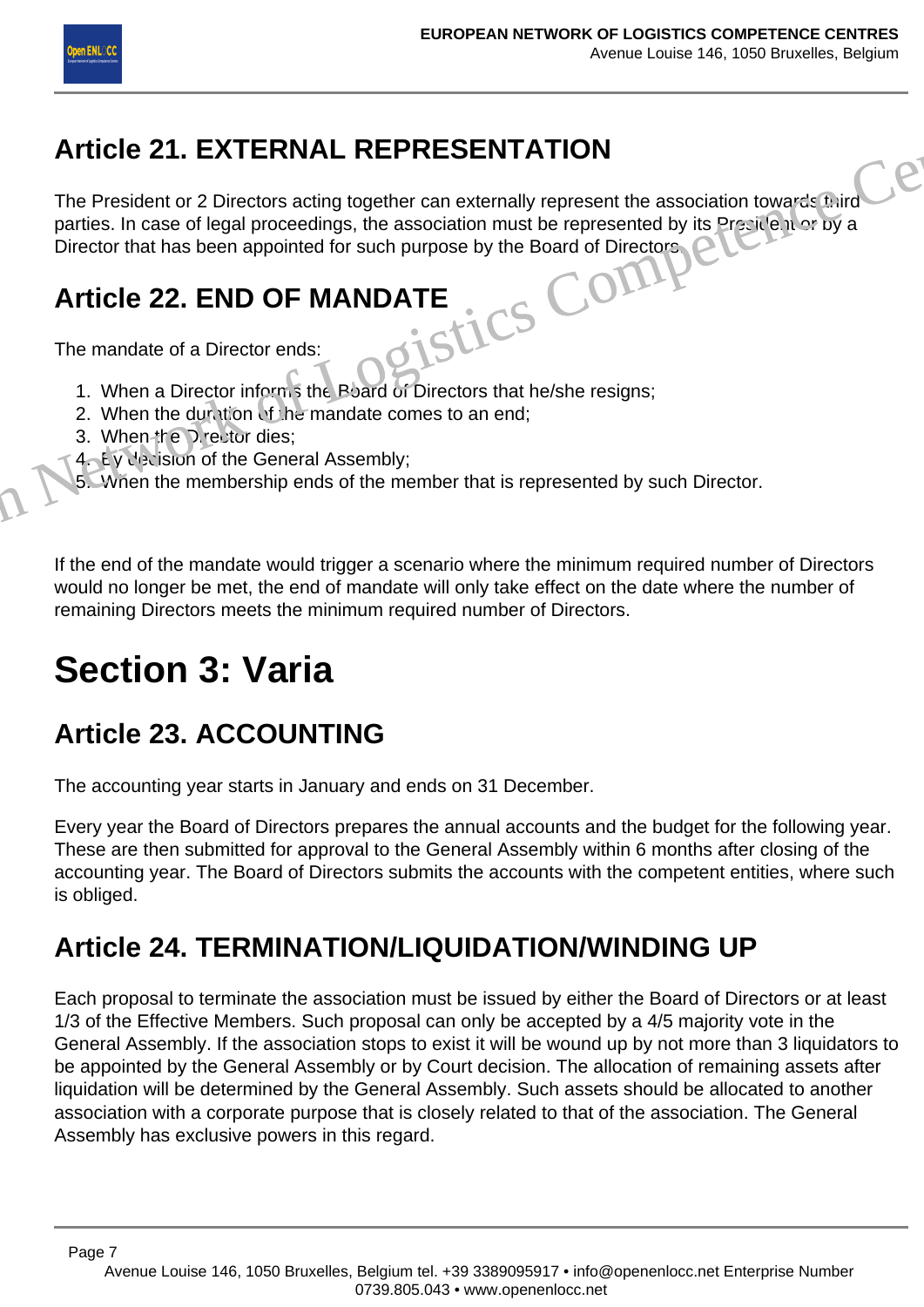## Article 21. EXTERNAL REPRESENTATION

The President or 2 Directors acting together can externally represent the association towards third parties. In case of legal proceedings, the association must be represented by its President or by a Director that has been appointed for such purpose by the Board of Directors.

## Article 22. END OF MANDATE

The mandate of a Director ends:

1. When a Director informs the Board of Directors that he/she resigns;
2. When the duration of the mandate comes to an end;
3. When the Director dies;
4. By decision of the General Assembly;
5. When the membership ends of the member that is represented by such Director.

If the end of the mandate would trigger a scenario where the minimum required number of Directors would no longer be met, the end of mandate will only take effect on the date where the number of remaining Directors meets the minimum required number of Directors.

# Section 3: Varia

## Article 23. ACCOUNTING

The accounting year starts in January and ends on 31 December.

Every year the Board of Directors prepares the annual accounts and the budget for the following year. These are then submitted for approval to the General Assembly within 6 months after closing of the accounting year. The Board of Directors submits the accounts with the competent entities, where such is obliged.

## Article 24. TERMINATION/LIQUIDATION/WINDING UP

Each proposal to terminate the association must be issued by either the Board of Directors or at least 1/3 of the Effective Members. Such proposal can only be accepted by a 4/5 majority vote in the General Assembly. If the association stops to exist it will be wound up by not more than 3 liquidators to be appointed by the General Assembly or by Court decision. The allocation of remaining assets after liquidation will be determined by the General Assembly. Such assets should be allocated to another association with a corporate purpose that is closely related to that of the association. The General Assembly has exclusive powers in this regard.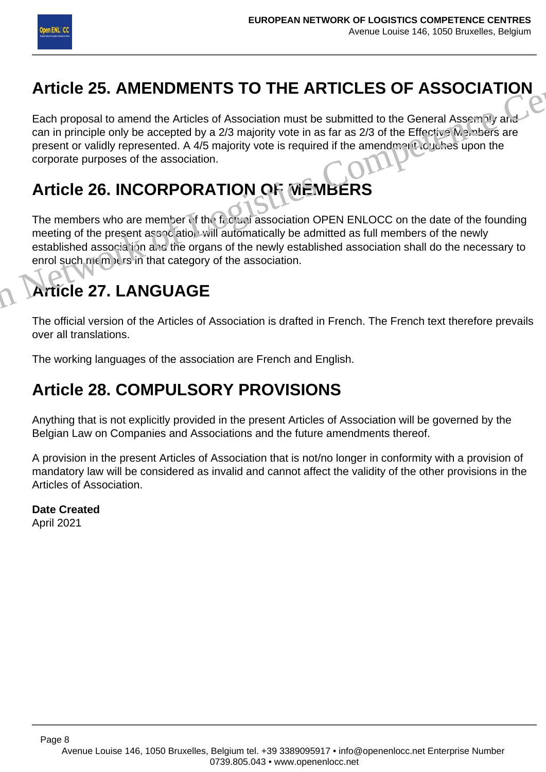## Article 25. AMENDMENTS TO THE ARTICLES OF ASSOCIATION

Each proposal to amend the Articles of Association must be submitted to the General Assembly and can in principle only be accepted by a 2/3 majority vote in as far as 2/3 of the Effective Members are present or validly represented. A 4/5 majority vote is required if the amendment touches upon the corporate purposes of the association.

## Article 26. INCORPORATION OF MEMBERS

The members who are member of the factual association OPEN ENLOCC on the date of the founding meeting of the present association will automatically be admitted as full members of the newly established association and the organs of the newly established association shall do the necessary to enrol such members in that category of the association.

## Article 27. LANGUAGE

The official version of the Articles of Association is drafted in French. The French text therefore prevails over all translations.

The working languages of the association are French and English.

## Article 28. COMPULSORY PROVISIONS

Anything that is not explicitly provided in the present Articles of Association will be governed by the Belgian Law on Companies and Associations and the future amendments thereof.

A provision in the present Articles of Association that is not/no longer in conformity with a provision of mandatory law will be considered as invalid and cannot affect the validity of the other provisions in the Articles of Association.

**Date Created**
April 2021